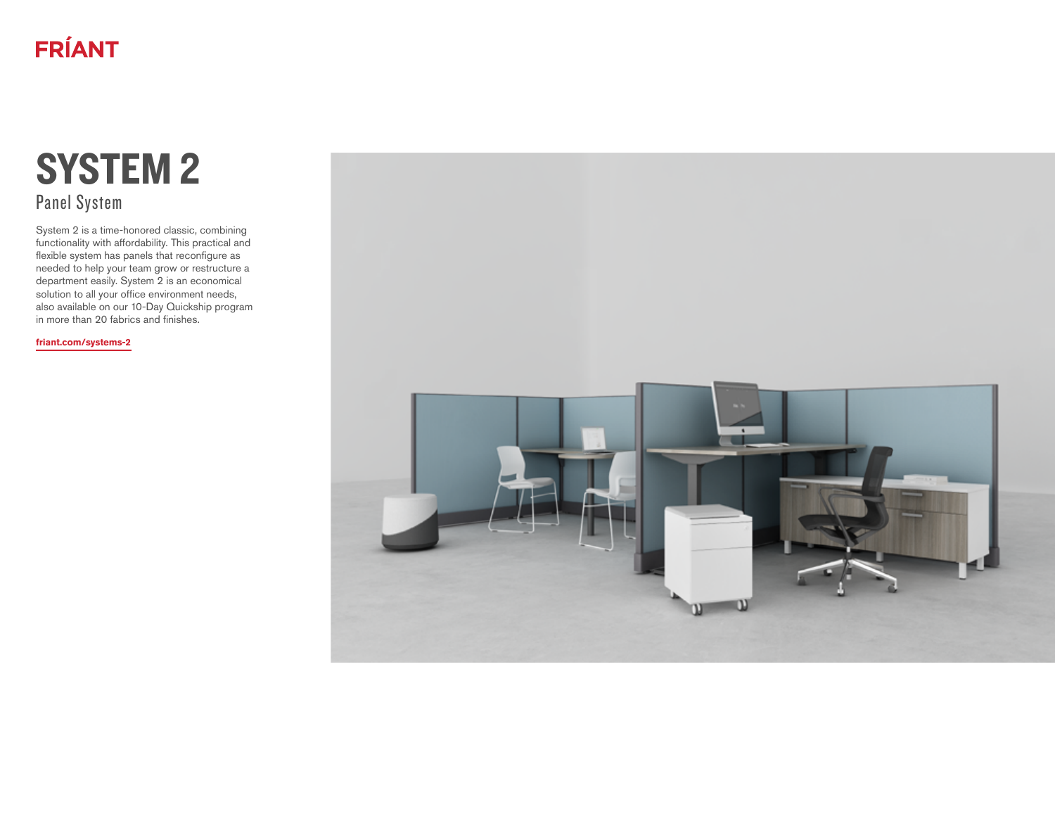FRÍANT

# SYSTEM 2

## Panel System

System 2 is a time-honored classic, combining functionality with affordability. This practical and flexible system has panels that reconfigure as needed to help your team grow or restructure a department easily. System 2 is an economical solution to all your office environment needs, also available on our 10-Day Quickship program in more than 20 fabrics and finishes.

**friant.com/systems-2**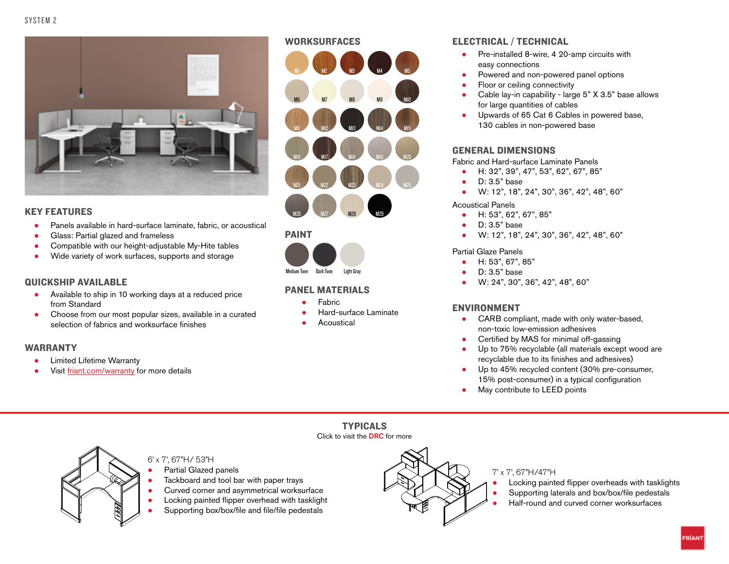SYSTEM 2

## KEY FEATURES

- Panels available in hard-surface laminate, fabric, or acoustical
- Glass: Partial glazed and frameless
- Compatible with our height-adjustable My-Hite tables
- Wide variety of work surfaces, supports and storage

## QUICKSHIP AVAILABLE

- Available to ship in 10 working days at a reduced price from Standard
- Choose from our most popular sizes, available in a curated selection of fabrics and worksurface finishes

## WARRANTY

- Limited Lifetime Warranty
- Visit friant.com/warranty for more details

## WORKSURFACES

M1 M2 M3 M4 M5
M6 M7 M8 M9 M10
M11 M12 M13 M14 M15
M16 M17 M18 M19 M20
M21 M22 M23 M24 M25
M26 M27 M28 M29

## PAINT

Medium Tone Dark Tone Light Gray

## PANEL MATERIALS

- Fabric
- Hard-surface Laminate
- Acoustical

## ELECTRICAL / TECHNICAL

- Pre-installed 8-wire, 4 20-amp circuits with easy connections
- Powered and non-powered panel options
- Floor or ceiling connectivity
- Cable lay-in capability - large 5" X 3.5" base allows for large quantities of cables
- Upwards of 65 Cat 6 Cables in powered base, 130 cables in non-powered base

## GENERAL DIMENSIONS

Fabric and Hard-surface Laminate Panels

- H: 32", 39", 47", 53", 62", 67", 85"
- D: 3.5" base
- W: 12", 18", 24", 30", 36", 42", 48", 60"

Acoustical Panels

- H: 53", 62", 67", 85"
- D: 3.5" base
- W: 12", 18", 24", 30", 36", 42", 48", 60"

Partial Glaze Panels

- H: 53", 67", 85"
- D: 3.5" base
- W: 24", 30", 36", 42", 48", 60"

## ENVIRONMENT

- CARB compliant, made with only water-based, non-toxic low-emission adhesives
- Certified by MAS for minimal off-gassing
- Up to 75% recyclable (all materials except wood are recyclable due to its finishes and adhesives)
- Up to 45% recycled content (30% pre-consumer, 15% post-consumer) in a typical configuration
- May contribute to LEED points

## TYPICALS

Click to visit the DRC for more

6' x 7', 67"H/ 53"H

- Partial Glazed panels
- Tackboard and tool bar with paper trays
- Curved corner and asymmetrical worksurface
- Locking painted flipper overhead with tasklight
- Supporting box/box/file and file/file pedestals

7' x 7', 67"H/47"H

- Locking painted flipper overheads with tasklights
- Supporting laterals and box/box/file pedestals
- Half-round and curved corner worksurfaces

FRIANT